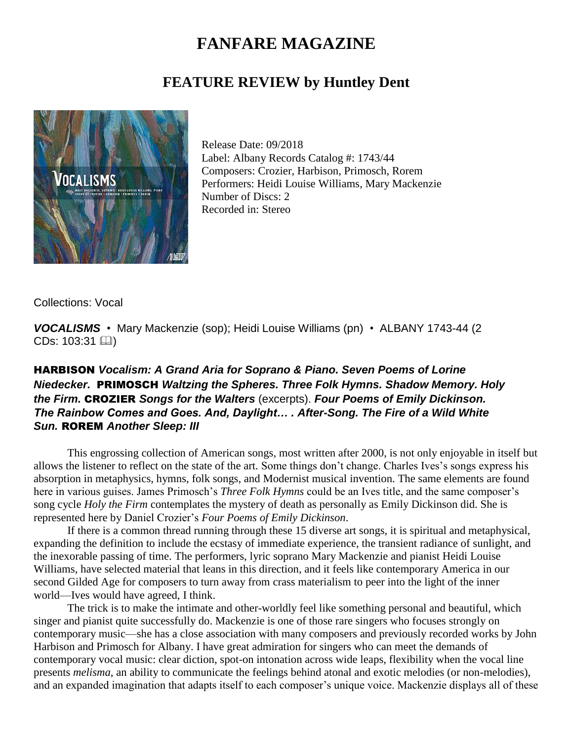# FANFARE MAGAZINE

## FEATURE REVIEW by Huntley Dent

Release Date: 09/2018
Label: Albany Records Catalog #: 1743/44
Composers: Crozier, Harbison, Primosch, Rorem
Performers: Heidi Louise Williams, Mary Mackenzie
Number of Discs: 2
Recorded in: Stereo

Collections: Vocal

***VOCALISMS*** • Mary Mackenzie (sop); Heidi Louise Williams (pn) • ALBANY 1743-44 (2 CDs: 103:31 🕮)

### HARBISON *Vocalism: A Grand Aria for Soprano & Piano. Seven Poems of Lorine Niedecker*. PRIMOSCH *Waltzing the Spheres. Three Folk Hymns. Shadow Memory. Holy the Firm.* CROZIER *Songs for the Walters* (excerpts). *Four Poems of Emily Dickinson. The Rainbow Comes and Goes. And, Daylight… . After-Song. The Fire of a Wild White Sun.* ROREM *Another Sleep: III*

This engrossing collection of American songs, most written after 2000, is not only enjoyable in itself but allows the listener to reflect on the state of the art. Some things don't change. Charles Ives's songs express his absorption in metaphysics, hymns, folk songs, and Modernist musical invention. The same elements are found here in various guises. James Primosch's *Three Folk Hymns* could be an Ives title, and the same composer's song cycle *Holy the Firm* contemplates the mystery of death as personally as Emily Dickinson did. She is represented here by Daniel Crozier's *Four Poems of Emily Dickinson*.

If there is a common thread running through these 15 diverse art songs, it is spiritual and metaphysical, expanding the definition to include the ecstasy of immediate experience, the transient radiance of sunlight, and the inexorable passing of time. The performers, lyric soprano Mary Mackenzie and pianist Heidi Louise Williams, have selected material that leans in this direction, and it feels like contemporary America in our second Gilded Age for composers to turn away from crass materialism to peer into the light of the inner world—Ives would have agreed, I think.

The trick is to make the intimate and other-worldly feel like something personal and beautiful, which singer and pianist quite successfully do. Mackenzie is one of those rare singers who focuses strongly on contemporary music—she has a close association with many composers and previously recorded works by John Harbison and Primosch for Albany. I have great admiration for singers who can meet the demands of contemporary vocal music: clear diction, spot-on intonation across wide leaps, flexibility when the vocal line presents *melisma*, an ability to communicate the feelings behind atonal and exotic melodies (or non-melodies), and an expanded imagination that adapts itself to each composer's unique voice. Mackenzie displays all of these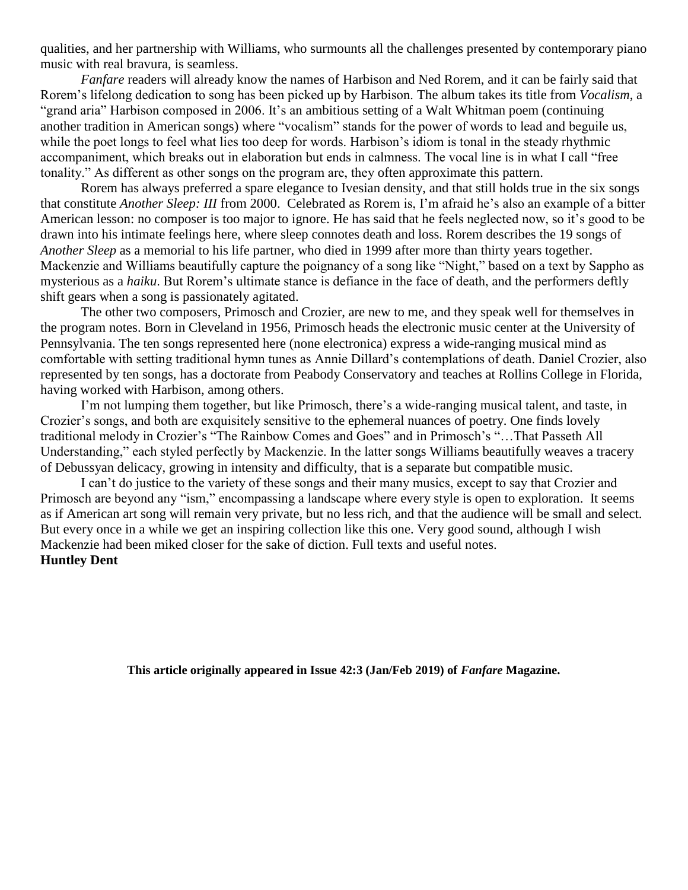qualities, and her partnership with Williams, who surmounts all the challenges presented by contemporary piano music with real bravura, is seamless.

*Fanfare* readers will already know the names of Harbison and Ned Rorem, and it can be fairly said that Rorem's lifelong dedication to song has been picked up by Harbison. The album takes its title from *Vocalism*, a "grand aria" Harbison composed in 2006. It's an ambitious setting of a Walt Whitman poem (continuing another tradition in American songs) where "vocalism" stands for the power of words to lead and beguile us, while the poet longs to feel what lies too deep for words. Harbison's idiom is tonal in the steady rhythmic accompaniment, which breaks out in elaboration but ends in calmness. The vocal line is in what I call "free tonality." As different as other songs on the program are, they often approximate this pattern.

Rorem has always preferred a spare elegance to Ivesian density, and that still holds true in the six songs that constitute *Another Sleep: III* from 2000. Celebrated as Rorem is, I'm afraid he's also an example of a bitter American lesson: no composer is too major to ignore. He has said that he feels neglected now, so it's good to be drawn into his intimate feelings here, where sleep connotes death and loss. Rorem describes the 19 songs of *Another Sleep* as a memorial to his life partner, who died in 1999 after more than thirty years together. Mackenzie and Williams beautifully capture the poignancy of a song like "Night," based on a text by Sappho as mysterious as a *haiku*. But Rorem's ultimate stance is defiance in the face of death, and the performers deftly shift gears when a song is passionately agitated.

The other two composers, Primosch and Crozier, are new to me, and they speak well for themselves in the program notes. Born in Cleveland in 1956, Primosch heads the electronic music center at the University of Pennsylvania. The ten songs represented here (none electronica) express a wide-ranging musical mind as comfortable with setting traditional hymn tunes as Annie Dillard's contemplations of death. Daniel Crozier, also represented by ten songs, has a doctorate from Peabody Conservatory and teaches at Rollins College in Florida, having worked with Harbison, among others.

I'm not lumping them together, but like Primosch, there's a wide-ranging musical talent, and taste, in Crozier's songs, and both are exquisitely sensitive to the ephemeral nuances of poetry. One finds lovely traditional melody in Crozier's "The Rainbow Comes and Goes" and in Primosch's "…That Passeth All Understanding," each styled perfectly by Mackenzie. In the latter songs Williams beautifully weaves a tracery of Debussyan delicacy, growing in intensity and difficulty, that is a separate but compatible music.

I can't do justice to the variety of these songs and their many musics, except to say that Crozier and Primosch are beyond any "ism," encompassing a landscape where every style is open to exploration. It seems as if American art song will remain very private, but no less rich, and that the audience will be small and select. But every once in a while we get an inspiring collection like this one. Very good sound, although I wish Mackenzie had been miked closer for the sake of diction. Full texts and useful notes.

**Huntley Dent**

**This article originally appeared in Issue 42:3 (Jan/Feb 2019) of *Fanfare* Magazine.**